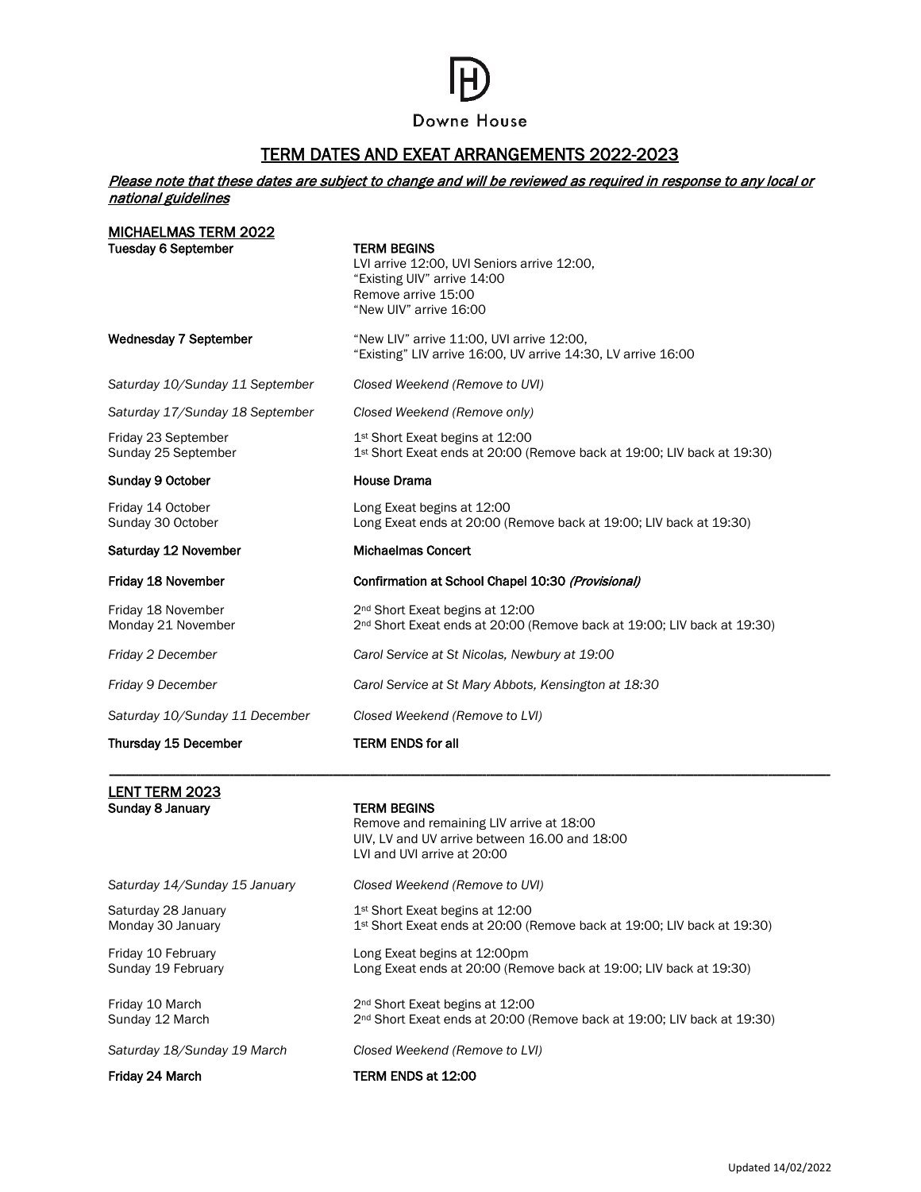Downne House

# TERM DATES AND EXEAT ARRANGEMENTS 2022-2023

***Please note that these dates are subject to change and will be reviewed as required in response to any local or national guidelines***

## MICHAELMAS TERM 2022

| | |
|---|---|
| **Tuesday 6 September** | **TERM BEGINS**<br>LVI arrive 12:00, UVI Seniors arrive 12:00,<br>"Existing UIV" arrive 14:00<br>Remove arrive 15:00<br>"New UIV" arrive 16:00 |
| **Wednesday 7 September** | "New LIV" arrive 11:00, UVI arrive 12:00,<br>"Existing" LIV arrive 16:00, UV arrive 14:30, LV arrive 16:00 |
| *Saturday 10/Sunday 11 September* | *Closed Weekend (Remove to UVI)* |
| *Saturday 17/Sunday 18 September* | *Closed Weekend (Remove only)* |
| Friday 23 September<br>Sunday 25 September | 1st Short Exeat begins at 12:00<br>1st Short Exeat ends at 20:00 (Remove back at 19:00; LIV back at 19:30) |
| **Sunday 9 October** | **House Drama** |
| Friday 14 October<br>Sunday 30 October | Long Exeat begins at 12:00<br>Long Exeat ends at 20:00 (Remove back at 19:00; LIV back at 19:30) |
| **Saturday 12 November** | **Michaelmas Concert** |
| **Friday 18 November** | **Confirmation at School Chapel 10:30 *(Provisional)*** |
| Friday 18 November<br>Monday 21 November | 2nd Short Exeat begins at 12:00<br>2nd Short Exeat ends at 20:00 (Remove back at 19:00; LIV back at 19:30) |
| *Friday 2 December* | *Carol Service at St Nicolas, Newbury at 19:00* |
| *Friday 9 December* | *Carol Service at St Mary Abbots, Kensington at 18:30* |
| *Saturday 10/Sunday 11 December* | *Closed Weekend (Remove to LVI)* |
| **Thursday 15 December** | **TERM ENDS for all** |

---

## LENT TERM 2023

| | |
|---|---|
| **Sunday 8 January** | **TERM BEGINS**<br>Remove and remaining LIV arrive at 18:00<br>UIV, LV and UV arrive between 16.00 and 18:00<br>LVI and UVI arrive at 20:00 |
| *Saturday 14/Sunday 15 January* | *Closed Weekend (Remove to UVI)* |
| Saturday 28 January<br>Monday 30 January | 1st Short Exeat begins at 12:00<br>1st Short Exeat ends at 20:00 (Remove back at 19:00; LIV back at 19:30) |
| Friday 10 February<br>Sunday 19 February | Long Exeat begins at 12:00pm<br>Long Exeat ends at 20:00 (Remove back at 19:00; LIV back at 19:30) |
| Friday 10 March<br>Sunday 12 March | 2nd Short Exeat begins at 12:00<br>2nd Short Exeat ends at 20:00 (Remove back at 19:00; LIV back at 19:30) |
| *Saturday 18/Sunday 19 March* | *Closed Weekend (Remove to LVI)* |
| **Friday 24 March** | **TERM ENDS at 12:00** |

Updated 14/02/2022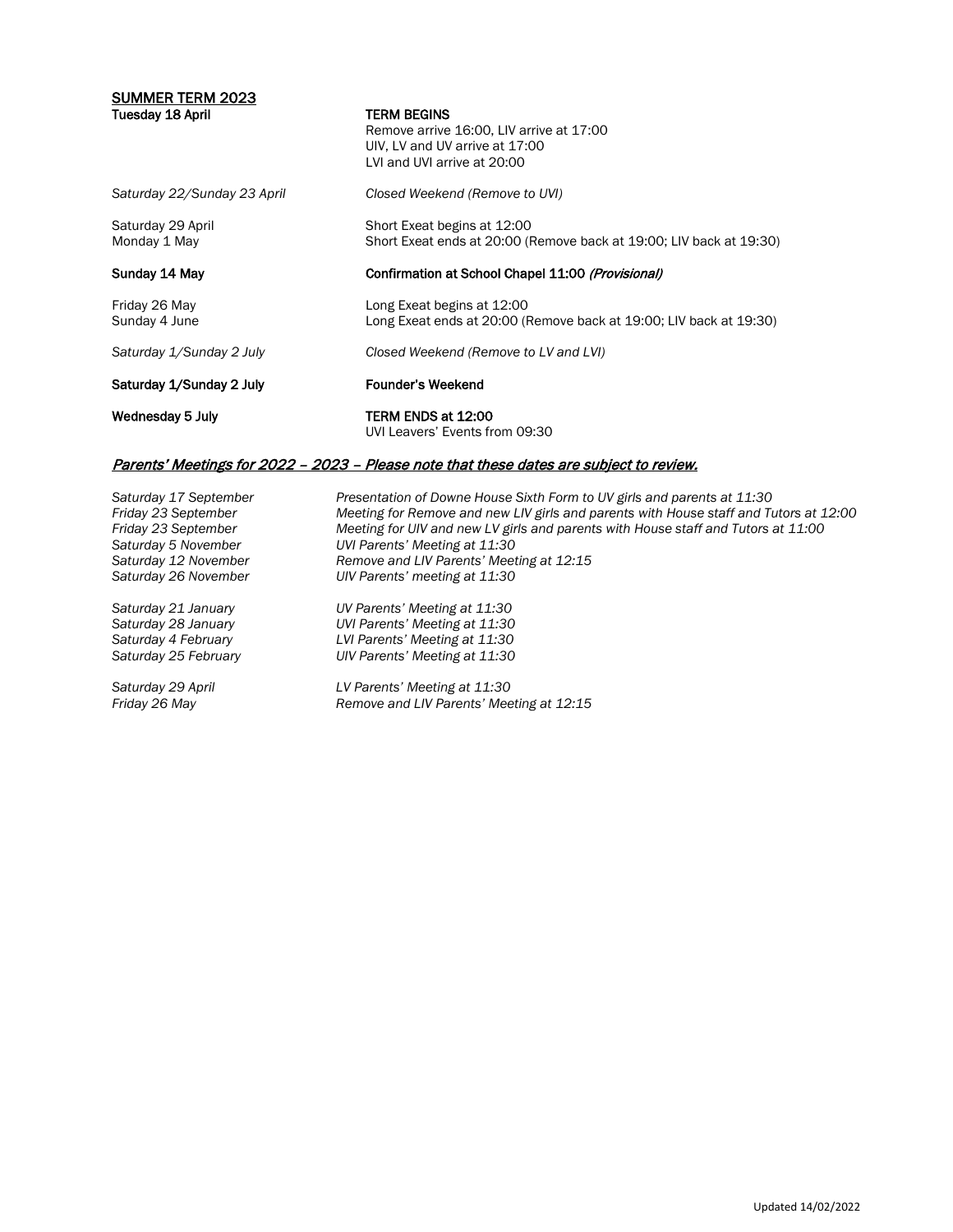## SUMMER TERM 2023

| | |
|---|---|
| **Tuesday 18 April** | **TERM BEGINS**<br>Remove arrive 16:00, LIV arrive at 17:00<br>UIV, LV and UV arrive at 17:00<br>LVI and UVI arrive at 20:00 |
| *Saturday 22/Sunday 23 April* | *Closed Weekend (Remove to UVI)* |
| Saturday 29 April<br>Monday 1 May | Short Exeat begins at 12:00<br>Short Exeat ends at 20:00 (Remove back at 19:00; LIV back at 19:30) |
| **Sunday 14 May** | **Confirmation at School Chapel 11:00 *(Provisional)*** |
| Friday 26 May<br>Sunday 4 June | Long Exeat begins at 12:00<br>Long Exeat ends at 20:00 (Remove back at 19:00; LIV back at 19:30) |
| *Saturday 1/Sunday 2 July* | *Closed Weekend (Remove to LV and LVI)* |
| **Saturday 1/Sunday 2 July** | **Founder's Weekend** |
| **Wednesday 5 July** | **TERM ENDS at 12:00**<br>UVI Leavers' Events from 09:30 |

### *Parents' Meetings for 2022 – 2023 – Please note that these dates are subject to review.*

| | |
|---|---|
| *Saturday 17 September* | *Presentation of Downe House Sixth Form to UV girls and parents at 11:30* |
| *Friday 23 September* | *Meeting for Remove and new LIV girls and parents with House staff and Tutors at 12:00* |
| *Friday 23 September* | *Meeting for UIV and new LV girls and parents with House staff and Tutors at 11:00* |
| *Saturday 5 November* | *UVI Parents' Meeting at 11:30* |
| *Saturday 12 November* | *Remove and LIV Parents' Meeting at 12:15* |
| *Saturday 26 November* | *UIV Parents' meeting at 11:30* |
| *Saturday 21 January* | *UV Parents' Meeting at 11:30* |
| *Saturday 28 January* | *UVI Parents' Meeting at 11:30* |
| *Saturday 4 February* | *LVI Parents' Meeting at 11:30* |
| *Saturday 25 February* | *UIV Parents' Meeting at 11:30* |
| *Saturday 29 April* | *LV Parents' Meeting at 11:30* |
| *Friday 26 May* | *Remove and LIV Parents' Meeting at 12:15* |

Updated 14/02/2022